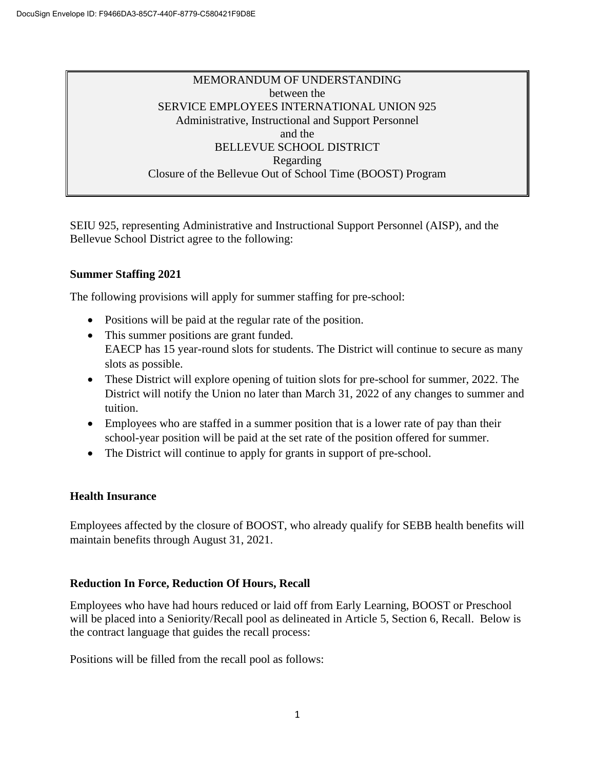DocuSign Envelope ID: F9466DA3-85C7-440F-8779-C580421F9D8E

# MEMORANDUM OF UNDERSTANDING
between the
SERVICE EMPLOYEES INTERNATIONAL UNION 925
Administrative, Instructional and Support Personnel
and the
BELLEVUE SCHOOL DISTRICT
Regarding
Closure of the Bellevue Out of School Time (BOOST) Program

SEIU 925, representing Administrative and Instructional Support Personnel (AISP), and the Bellevue School District agree to the following:

### Summer Staffing 2021

The following provisions will apply for summer staffing for pre-school:

- Positions will be paid at the regular rate of the position.
- This summer positions are grant funded.
  EAECP has 15 year-round slots for students. The District will continue to secure as many slots as possible.
- These District will explore opening of tuition slots for pre-school for summer, 2022. The District will notify the Union no later than March 31, 2022 of any changes to summer and tuition.
- Employees who are staffed in a summer position that is a lower rate of pay than their school-year position will be paid at the set rate of the position offered for summer.
- The District will continue to apply for grants in support of pre-school.

### Health Insurance

Employees affected by the closure of BOOST, who already qualify for SEBB health benefits will maintain benefits through August 31, 2021.

### Reduction In Force, Reduction Of Hours, Recall

Employees who have had hours reduced or laid off from Early Learning, BOOST or Preschool will be placed into a Seniority/Recall pool as delineated in Article 5, Section 6, Recall. Below is the contract language that guides the recall process:

Positions will be filled from the recall pool as follows: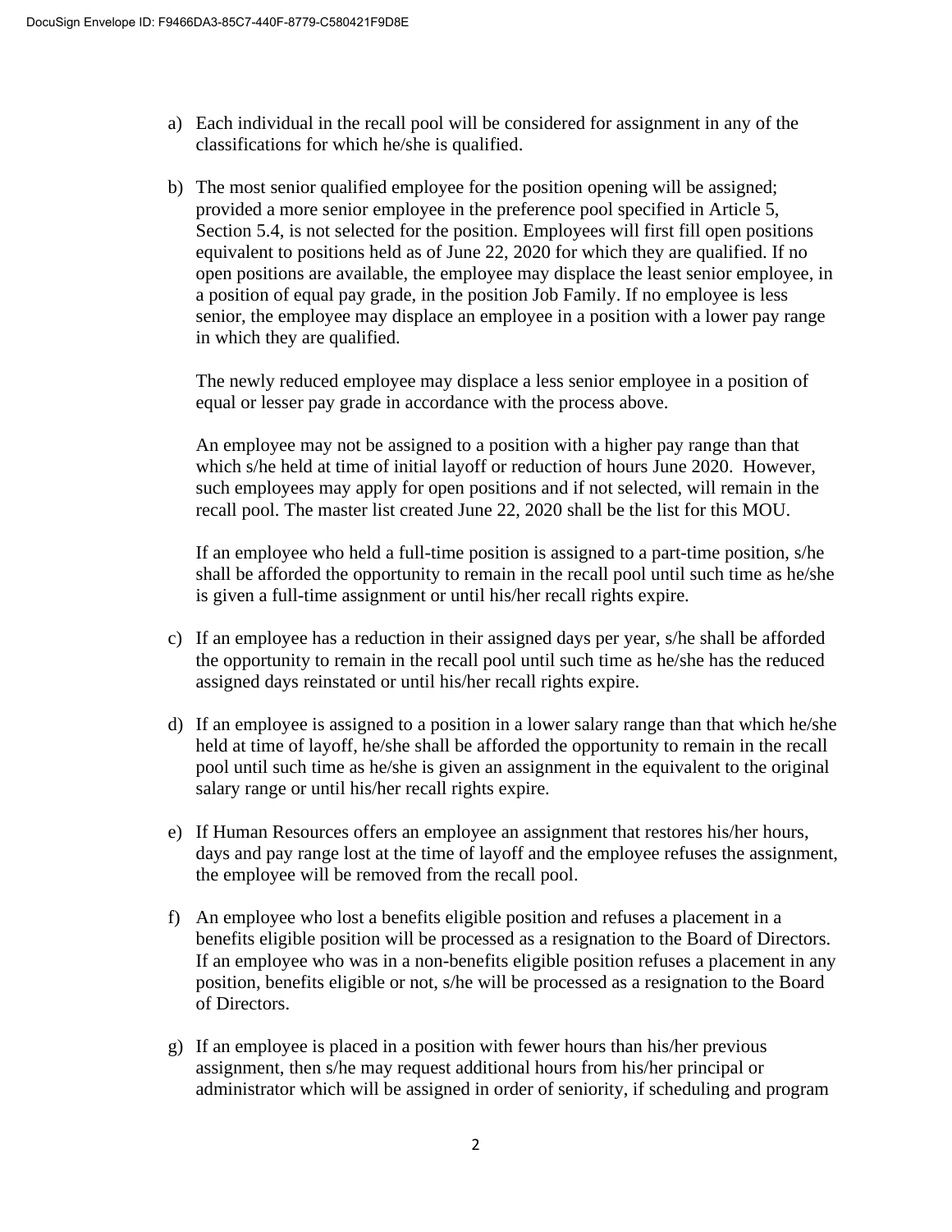a) Each individual in the recall pool will be considered for assignment in any of the classifications for which he/she is qualified.

b) The most senior qualified employee for the position opening will be assigned; provided a more senior employee in the preference pool specified in Article 5, Section 5.4, is not selected for the position. Employees will first fill open positions equivalent to positions held as of June 22, 2020 for which they are qualified. If no open positions are available, the employee may displace the least senior employee, in a position of equal pay grade, in the position Job Family. If no employee is less senior, the employee may displace an employee in a position with a lower pay range in which they are qualified.

   The newly reduced employee may displace a less senior employee in a position of equal or lesser pay grade in accordance with the process above.

   An employee may not be assigned to a position with a higher pay range than that which s/he held at time of initial layoff or reduction of hours June 2020. However, such employees may apply for open positions and if not selected, will remain in the recall pool. The master list created June 22, 2020 shall be the list for this MOU.

   If an employee who held a full-time position is assigned to a part-time position, s/he shall be afforded the opportunity to remain in the recall pool until such time as he/she is given a full-time assignment or until his/her recall rights expire.

c) If an employee has a reduction in their assigned days per year, s/he shall be afforded the opportunity to remain in the recall pool until such time as he/she has the reduced assigned days reinstated or until his/her recall rights expire.

d) If an employee is assigned to a position in a lower salary range than that which he/she held at time of layoff, he/she shall be afforded the opportunity to remain in the recall pool until such time as he/she is given an assignment in the equivalent to the original salary range or until his/her recall rights expire.

e) If Human Resources offers an employee an assignment that restores his/her hours, days and pay range lost at the time of layoff and the employee refuses the assignment, the employee will be removed from the recall pool.

f) An employee who lost a benefits eligible position and refuses a placement in a benefits eligible position will be processed as a resignation to the Board of Directors. If an employee who was in a non-benefits eligible position refuses a placement in any position, benefits eligible or not, s/he will be processed as a resignation to the Board of Directors.

g) If an employee is placed in a position with fewer hours than his/her previous assignment, then s/he may request additional hours from his/her principal or administrator which will be assigned in order of seniority, if scheduling and program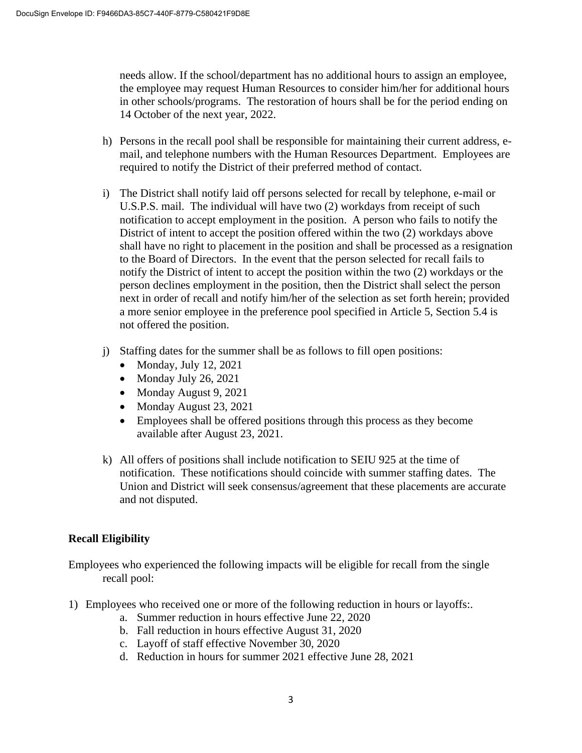needs allow. If the school/department has no additional hours to assign an employee, the employee may request Human Resources to consider him/her for additional hours in other schools/programs. The restoration of hours shall be for the period ending on 14 October of the next year, 2022.

h) Persons in the recall pool shall be responsible for maintaining their current address, e-mail, and telephone numbers with the Human Resources Department. Employees are required to notify the District of their preferred method of contact.

i) The District shall notify laid off persons selected for recall by telephone, e-mail or U.S.P.S. mail. The individual will have two (2) workdays from receipt of such notification to accept employment in the position. A person who fails to notify the District of intent to accept the position offered within the two (2) workdays above shall have no right to placement in the position and shall be processed as a resignation to the Board of Directors. In the event that the person selected for recall fails to notify the District of intent to accept the position within the two (2) workdays or the person declines employment in the position, then the District shall select the person next in order of recall and notify him/her of the selection as set forth herein; provided a more senior employee in the preference pool specified in Article 5, Section 5.4 is not offered the position.

j) Staffing dates for the summer shall be as follows to fill open positions:
   - Monday, July 12, 2021
   - Monday July 26, 2021
   - Monday August 9, 2021
   - Monday August 23, 2021
   - Employees shall be offered positions through this process as they become available after August 23, 2021.

k) All offers of positions shall include notification to SEIU 925 at the time of notification. These notifications should coincide with summer staffing dates. The Union and District will seek consensus/agreement that these placements are accurate and not disputed.

**Recall Eligibility**

Employees who experienced the following impacts will be eligible for recall from the single recall pool:

1) Employees who received one or more of the following reduction in hours or layoffs:.
   a. Summer reduction in hours effective June 22, 2020
   b. Fall reduction in hours effective August 31, 2020
   c. Layoff of staff effective November 30, 2020
   d. Reduction in hours for summer 2021 effective June 28, 2021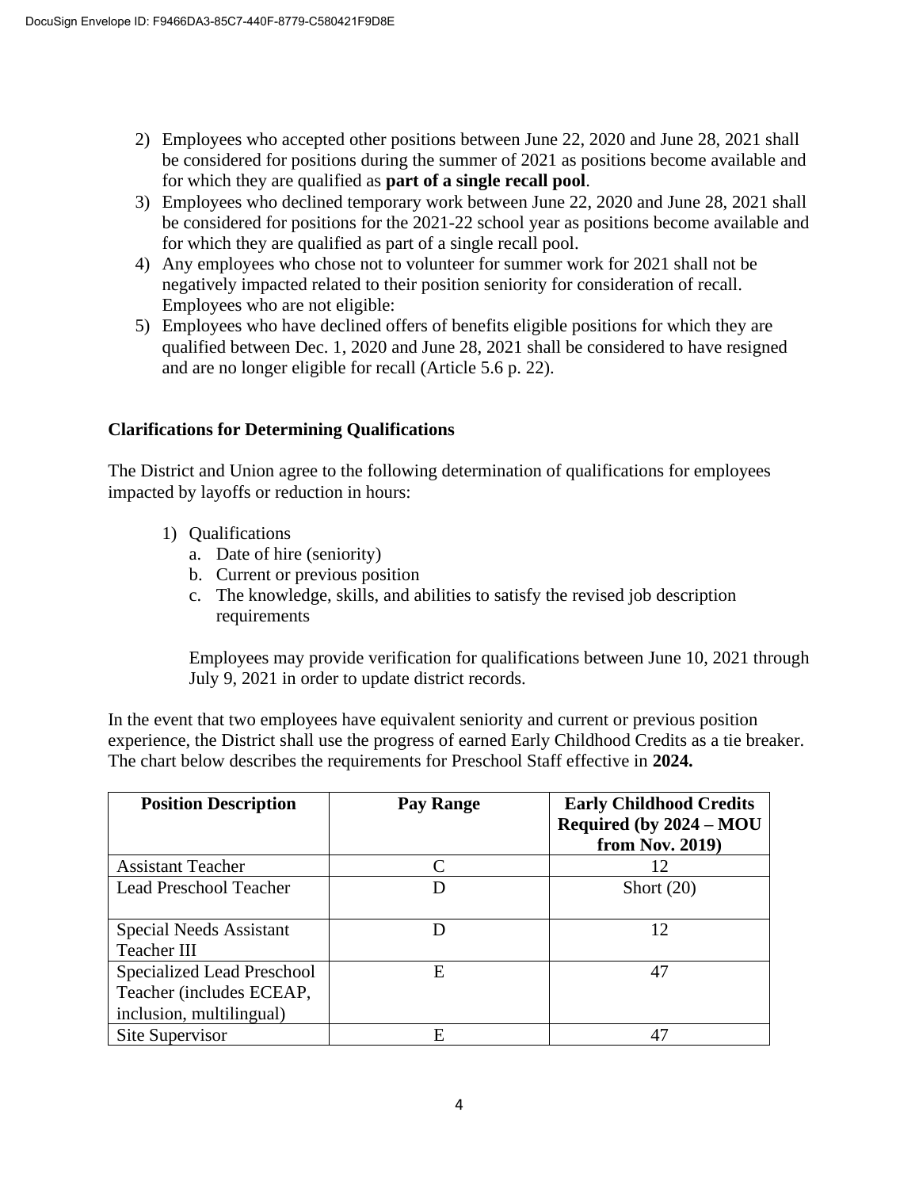2) Employees who accepted other positions between June 22, 2020 and June 28, 2021 shall be considered for positions during the summer of 2021 as positions become available and for which they are qualified as **part of a single recall pool**.
3) Employees who declined temporary work between June 22, 2020 and June 28, 2021 shall be considered for positions for the 2021-22 school year as positions become available and for which they are qualified as part of a single recall pool.
4) Any employees who chose not to volunteer for summer work for 2021 shall not be negatively impacted related to their position seniority for consideration of recall. Employees who are not eligible:
5) Employees who have declined offers of benefits eligible positions for which they are qualified between Dec. 1, 2020 and June 28, 2021 shall be considered to have resigned and are no longer eligible for recall (Article 5.6 p. 22).

**Clarifications for Determining Qualifications**

The District and Union agree to the following determination of qualifications for employees impacted by layoffs or reduction in hours:

1) Qualifications
   a. Date of hire (seniority)
   b. Current or previous position
   c. The knowledge, skills, and abilities to satisfy the revised job description requirements

   Employees may provide verification for qualifications between June 10, 2021 through July 9, 2021 in order to update district records.

In the event that two employees have equivalent seniority and current or previous position experience, the District shall use the progress of earned Early Childhood Credits as a tie breaker. The chart below describes the requirements for Preschool Staff effective in **2024.**

| Position Description | Pay Range | Early Childhood Credits Required (by 2024 – MOU from Nov. 2019) |
|---|---|---|
| Assistant Teacher | C | 12 |
| Lead Preschool Teacher | D | Short (20) |
| Special Needs Assistant Teacher III | D | 12 |
| Specialized Lead Preschool Teacher (includes ECEAP, inclusion, multilingual) | E | 47 |
| Site Supervisor | E | 47 |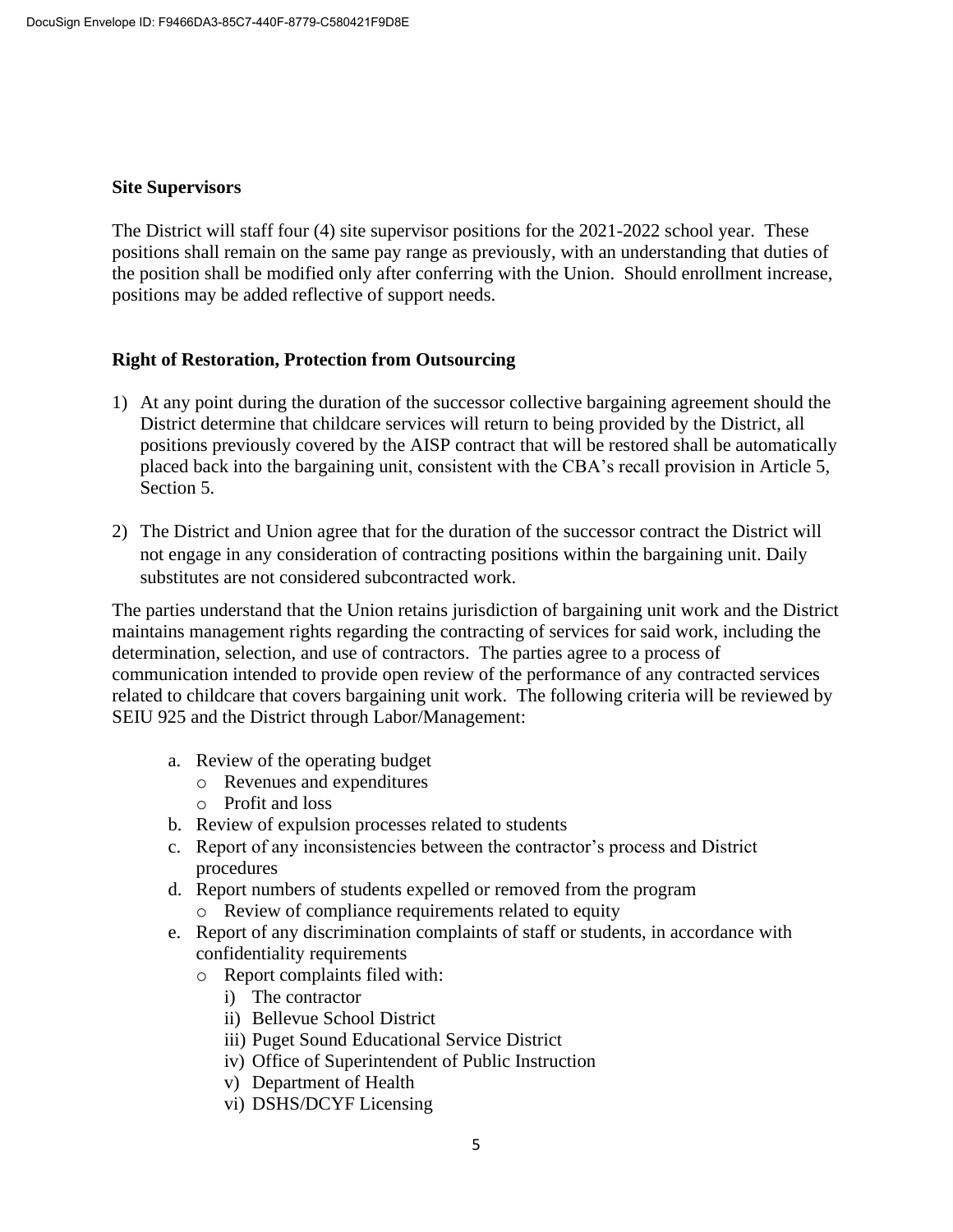**Site Supervisors**

The District will staff four (4) site supervisor positions for the 2021-2022 school year. These positions shall remain on the same pay range as previously, with an understanding that duties of the position shall be modified only after conferring with the Union. Should enrollment increase, positions may be added reflective of support needs.

**Right of Restoration, Protection from Outsourcing**

1) At any point during the duration of the successor collective bargaining agreement should the District determine that childcare services will return to being provided by the District, all positions previously covered by the AISP contract that will be restored shall be automatically placed back into the bargaining unit, consistent with the CBA's recall provision in Article 5, Section 5.

2) The District and Union agree that for the duration of the successor contract the District will not engage in any consideration of contracting positions within the bargaining unit. Daily substitutes are not considered subcontracted work.

The parties understand that the Union retains jurisdiction of bargaining unit work and the District maintains management rights regarding the contracting of services for said work, including the determination, selection, and use of contractors. The parties agree to a process of communication intended to provide open review of the performance of any contracted services related to childcare that covers bargaining unit work. The following criteria will be reviewed by SEIU 925 and the District through Labor/Management:

a. Review of the operating budget
   - Revenues and expenditures
   - Profit and loss
b. Review of expulsion processes related to students
c. Report of any inconsistencies between the contractor's process and District procedures
d. Report numbers of students expelled or removed from the program
   - Review of compliance requirements related to equity
e. Report of any discrimination complaints of staff or students, in accordance with confidentiality requirements
   - Report complaints filed with:
      i) The contractor
      ii) Bellevue School District
      iii) Puget Sound Educational Service District
      iv) Office of Superintendent of Public Instruction
      v) Department of Health
      vi) DSHS/DCYF Licensing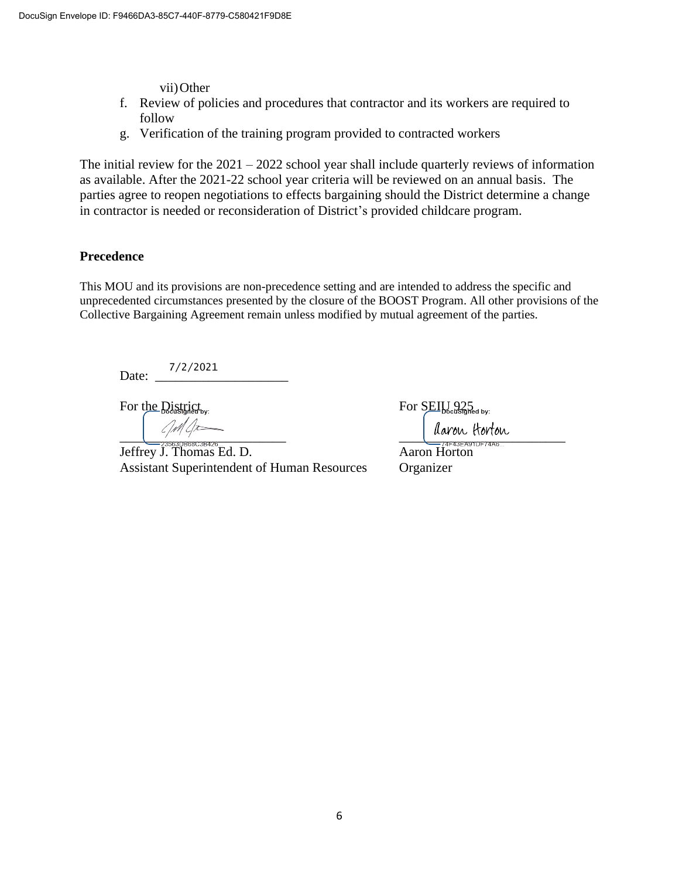vii) Other

f. Review of policies and procedures that contractor and its workers are required to follow
g. Verification of the training program provided to contracted workers

The initial review for the 2021 – 2022 school year shall include quarterly reviews of information as available. After the 2021-22 school year criteria will be reviewed on an annual basis. The parties agree to reopen negotiations to effects bargaining should the District determine a change in contractor is needed or reconsideration of District's provided childcare program.

**Precedence**

This MOU and its provisions are non-precedence setting and are intended to address the specific and unprecedented circumstances presented by the closure of the BOOST Program. All other provisions of the Collective Bargaining Agreement remain unless modified by mutual agreement of the parties.

Date: 7/2/2021

For the District

Jeffrey J. Thomas Ed. D.
Assistant Superintendent of Human Resources

For SEIU 925

Aaron Horton
Organizer